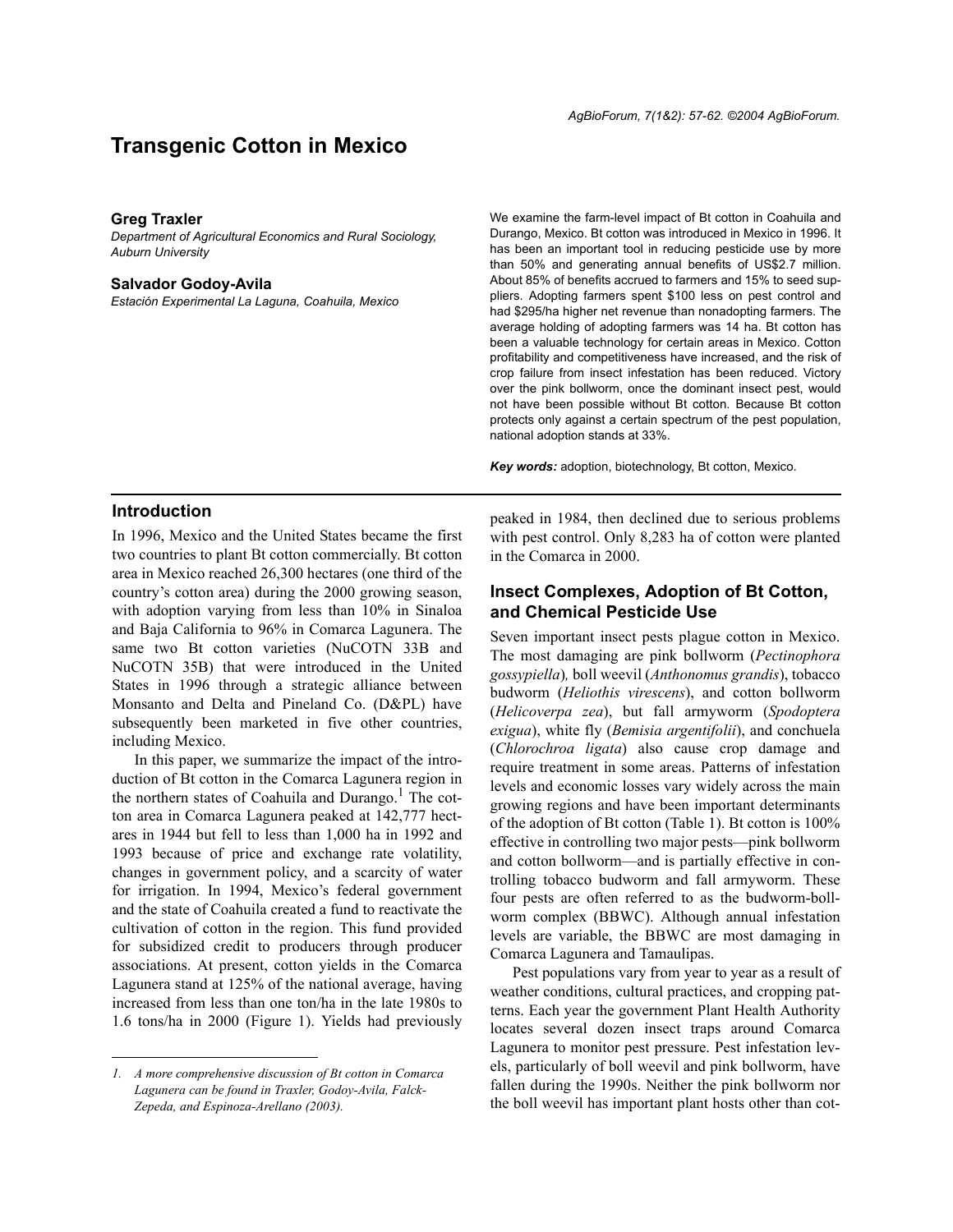# Transgenic Cotton in Mexico

**Greg Traxler**

*Department of Agricultural Economics and Rural Sociology, Auburn University*

**Salvador Godoy-Avila**

*Estación Experimental La Laguna, Coahuila, Mexico*

We examine the farm-level impact of Bt cotton in Coahuila and Durango, Mexico. Bt cotton was introduced in Mexico in 1996. It has been an important tool in reducing pesticide use by more than 50% and generating annual benefits of US$2.7 million. About 85% of benefits accrued to farmers and 15% to seed suppliers. Adopting farmers spent $100 less on pest control and had $295/ha higher net revenue than nonadopting farmers. The average holding of adopting farmers was 14 ha. Bt cotton has been a valuable technology for certain areas in Mexico. Cotton profitability and competitiveness have increased, and the risk of crop failure from insect infestation has been reduced. Victory over the pink bollworm, once the dominant insect pest, would not have been possible without Bt cotton. Because Bt cotton protects only against a certain spectrum of the pest population, national adoption stands at 33%.

***Key words:*** adoption, biotechnology, Bt cotton, Mexico.

## Introduction

In 1996, Mexico and the United States became the first two countries to plant Bt cotton commercially. Bt cotton area in Mexico reached 26,300 hectares (one third of the country's cotton area) during the 2000 growing season, with adoption varying from less than 10% in Sinaloa and Baja California to 96% in Comarca Lagunera. The same two Bt cotton varieties (NuCOTN 33B and NuCOTN 35B) that were introduced in the United States in 1996 through a strategic alliance between Monsanto and Delta and Pineland Co. (D&PL) have subsequently been marketed in five other countries, including Mexico.

In this paper, we summarize the impact of the introduction of Bt cotton in the Comarca Lagunera region in the northern states of Coahuila and Durango.[1] The cotton area in Comarca Lagunera peaked at 142,777 hectares in 1944 but fell to less than 1,000 ha in 1992 and 1993 because of price and exchange rate volatility, changes in government policy, and a scarcity of water for irrigation. In 1994, Mexico's federal government and the state of Coahuila created a fund to reactivate the cultivation of cotton in the region. This fund provided for subsidized credit to producers through producer associations. At present, cotton yields in the Comarca Lagunera stand at 125% of the national average, having increased from less than one ton/ha in the late 1980s to 1.6 tons/ha in 2000 (Figure 1). Yields had previously peaked in 1984, then declined due to serious problems with pest control. Only 8,283 ha of cotton were planted in the Comarca in 2000.

## Insect Complexes, Adoption of Bt Cotton, and Chemical Pesticide Use

Seven important insect pests plague cotton in Mexico. The most damaging are pink bollworm (*Pectinophora gossypiella*), boll weevil (*Anthonomus grandis*), tobacco budworm (*Heliothis virescens*), and cotton bollworm (*Helicoverpa zea*), but fall armyworm (*Spodoptera exigua*), white fly (*Bemisia argentifolii*), and conchuela (*Chlorochroa ligata*) also cause crop damage and require treatment in some areas. Patterns of infestation levels and economic losses vary widely across the main growing regions and have been important determinants of the adoption of Bt cotton (Table 1). Bt cotton is 100% effective in controlling two major pests—pink bollworm and cotton bollworm—and is partially effective in controlling tobacco budworm and fall armyworm. These four pests are often referred to as the budworm-bollworm complex (BBWC). Although annual infestation levels are variable, the BBWC are most damaging in Comarca Lagunera and Tamaulipas.

Pest populations vary from year to year as a result of weather conditions, cultural practices, and cropping patterns. Each year the government Plant Health Authority locates several dozen insect traps around Comarca Lagunera to monitor pest pressure. Pest infestation levels, particularly of boll weevil and pink bollworm, have fallen during the 1990s. Neither the pink bollworm nor the boll weevil has important plant hosts other than cot-

1. *A more comprehensive discussion of Bt cotton in Comarca Lagunera can be found in Traxler, Godoy-Avila, Falck-Zepeda, and Espinoza-Arellano (2003).*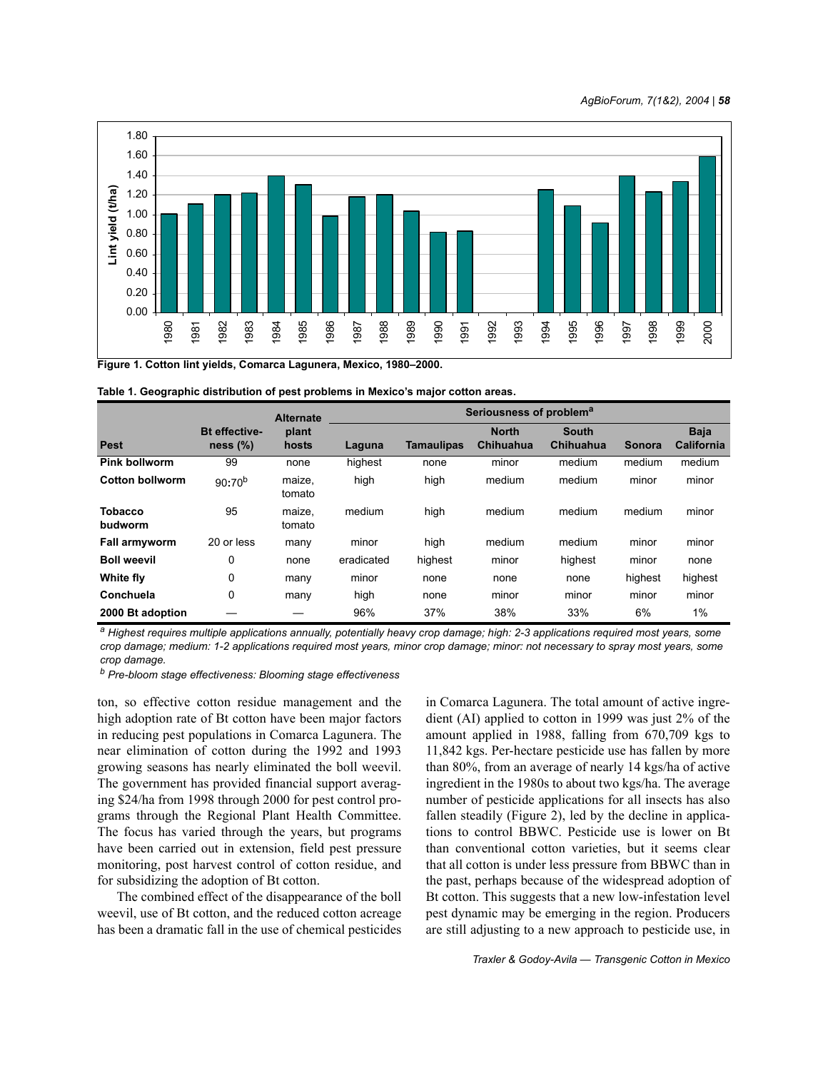Figure 1. Cotton lint yields, Comarca Lagunera, Mexico, 1980–2000.

**Table 1. Geographic distribution of pest problems in Mexico's major cotton areas.**

| Pest | Bt effective-ness (%) | Alternate plant hosts | Seriousness of problem[a] | | | | | |
|---|---|---|---|---|---|---|---|---|
| | | | Laguna | Tamaulipas | North Chihuahua | South Chihuahua | Sonora | Baja California |
| **Pink bollworm** | 99 | none | highest | none | minor | medium | medium | medium |
| **Cotton bollworm** | 90:70[b] | maize, tomato | high | high | medium | medium | minor | minor |
| **Tobacco budworm** | 95 | maize, tomato | medium | high | medium | medium | medium | minor |
| **Fall armyworm** | 20 or less | many | minor | high | medium | medium | minor | minor |
| **Boll weevil** | 0 | none | eradicated | highest | minor | highest | minor | none |
| **White fly** | 0 | many | minor | none | none | none | highest | highest |
| **Conchuela** | 0 | many | high | none | minor | minor | minor | minor |
| **2000 Bt adoption** | — | — | 96% | 37% | 38% | 33% | 6% | 1% |

[a] *Highest requires multiple applications annually, potentially heavy crop damage; high: 2-3 applications required most years, some crop damage; medium: 1-2 applications required most years, minor crop damage; minor: not necessary to spray most years, some crop damage.*

[b] *Pre-bloom stage effectiveness: Blooming stage effectiveness*

ton, so effective cotton residue management and the high adoption rate of Bt cotton have been major factors in reducing pest populations in Comarca Lagunera. The near elimination of cotton during the 1992 and 1993 growing seasons has nearly eliminated the boll weevil. The government has provided financial support averaging $24/ha from 1998 through 2000 for pest control programs through the Regional Plant Health Committee. The focus has varied through the years, but programs have been carried out in extension, field pest pressure monitoring, post harvest control of cotton residue, and for subsidizing the adoption of Bt cotton.

The combined effect of the disappearance of the boll weevil, use of Bt cotton, and the reduced cotton acreage has been a dramatic fall in the use of chemical pesticides in Comarca Lagunera. The total amount of active ingredient (AI) applied to cotton in 1999 was just 2% of the amount applied in 1988, falling from 670,709 kgs to 11,842 kgs. Per-hectare pesticide use has fallen by more than 80%, from an average of nearly 14 kgs/ha of active ingredient in the 1980s to about two kgs/ha. The average number of pesticide applications for all insects has also fallen steadily (Figure 2), led by the decline in applications to control BBWC. Pesticide use is lower on Bt than conventional cotton varieties, but it seems clear that all cotton is under less pressure from BBWC than in the past, perhaps because of the widespread adoption of Bt cotton. This suggests that a new low-infestation level pest dynamic may be emerging in the region. Producers are still adjusting to a new approach to pesticide use, in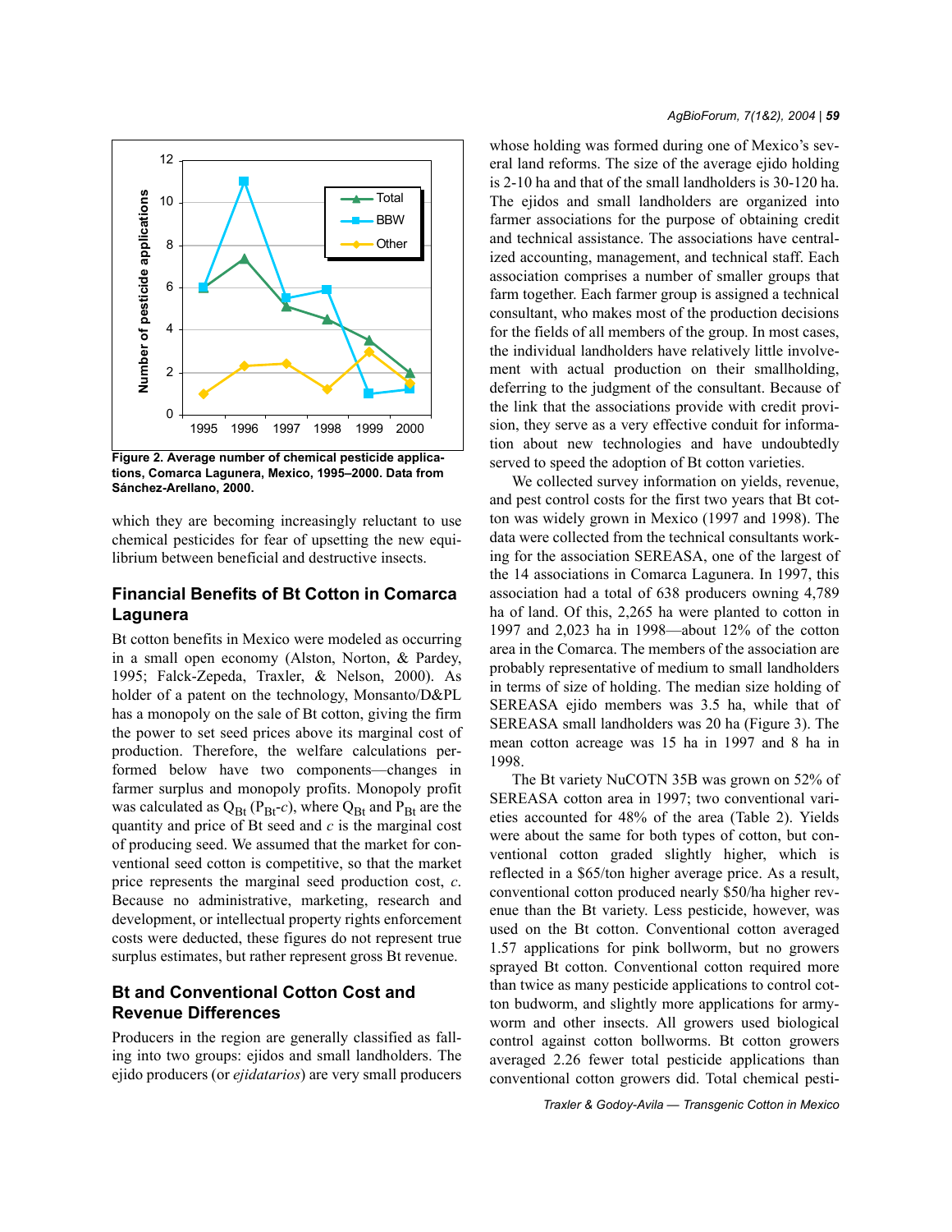Figure 2. Average number of chemical pesticide applications, Comarca Lagunera, Mexico, 1995–2000. Data from Sánchez-Arellano, 2000.

which they are becoming increasingly reluctant to use chemical pesticides for fear of upsetting the new equilibrium between beneficial and destructive insects.

## Financial Benefits of Bt Cotton in Comarca Lagunera

Bt cotton benefits in Mexico were modeled as occurring in a small open economy (Alston, Norton, & Pardey, 1995; Falck-Zepeda, Traxler, & Nelson, 2000). As holder of a patent on the technology, Monsanto/D&PL has a monopoly on the sale of Bt cotton, giving the firm the power to set seed prices above its marginal cost of production. Therefore, the welfare calculations performed below have two components—changes in farmer surplus and monopoly profits. Monopoly profit was calculated as $Q_{Bt}(P_{Bt}-c)$, where $Q_{Bt}$ and $P_{Bt}$ are the quantity and price of Bt seed and $c$ is the marginal cost of producing seed. We assumed that the market for conventional seed cotton is competitive, so that the market price represents the marginal seed production cost, $c$. Because no administrative, marketing, research and development, or intellectual property rights enforcement costs were deducted, these figures do not represent true surplus estimates, but rather represent gross Bt revenue.

## Bt and Conventional Cotton Cost and Revenue Differences

Producers in the region are generally classified as falling into two groups: ejidos and small landholders. The ejido producers (or *ejidatarios*) are very small producers whose holding was formed during one of Mexico's several land reforms. The size of the average ejido holding is 2-10 ha and that of the small landholders is 30-120 ha. The ejidos and small landholders are organized into farmer associations for the purpose of obtaining credit and technical assistance. The associations have centralized accounting, management, and technical staff. Each association comprises a number of smaller groups that farm together. Each farmer group is assigned a technical consultant, who makes most of the production decisions for the fields of all members of the group. In most cases, the individual landholders have relatively little involvement with actual production on their smallholding, deferring to the judgment of the consultant. Because of the link that the associations provide with credit provision, they serve as a very effective conduit for information about new technologies and have undoubtedly served to speed the adoption of Bt cotton varieties.

We collected survey information on yields, revenue, and pest control costs for the first two years that Bt cotton was widely grown in Mexico (1997 and 1998). The data were collected from the technical consultants working for the association SEREASA, one of the largest of the 14 associations in Comarca Lagunera. In 1997, this association had a total of 638 producers owning 4,789 ha of land. Of this, 2,265 ha were planted to cotton in 1997 and 2,023 ha in 1998—about 12% of the cotton area in the Comarca. The members of the association are probably representative of medium to small landholders in terms of size of holding. The median size holding of SEREASA ejido members was 3.5 ha, while that of SEREASA small landholders was 20 ha (Figure 3). The mean cotton acreage was 15 ha in 1997 and 8 ha in 1998.

The Bt variety NuCOTN 35B was grown on 52% of SEREASA cotton area in 1997; two conventional varieties accounted for 48% of the area (Table 2). Yields were about the same for both types of cotton, but conventional cotton graded slightly higher, which is reflected in a $65/ton higher average price. As a result, conventional cotton produced nearly $50/ha higher revenue than the Bt variety. Less pesticide, however, was used on the Bt cotton. Conventional cotton averaged 1.57 applications for pink bollworm, but no growers sprayed Bt cotton. Conventional cotton required more than twice as many pesticide applications to control cotton budworm, and slightly more applications for armyworm and other insects. All growers used biological control against cotton bollworms. Bt cotton growers averaged 2.26 fewer total pesticide applications than conventional cotton growers did. Total chemical pesti-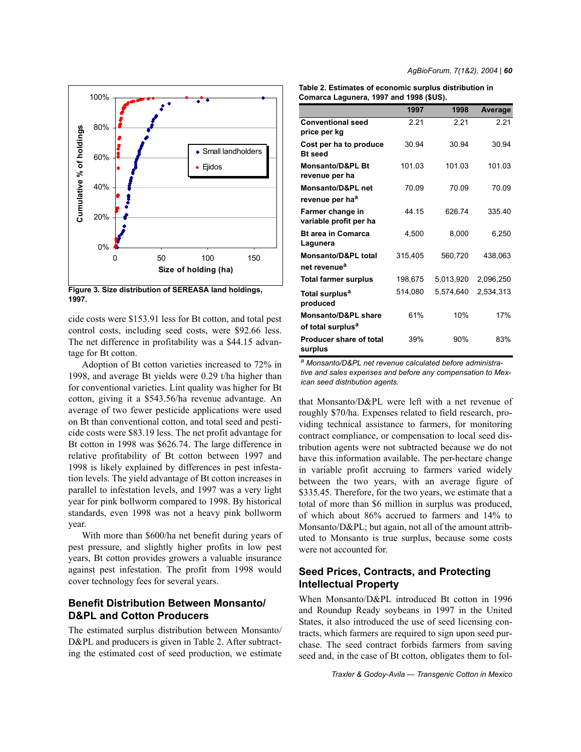Figure 3. Size distribution of SEREASA land holdings, 1997.

cide costs were $153.91 less for Bt cotton, and total pest control costs, including seed costs, were $92.66 less. The net difference in profitability was a $44.15 advantage for Bt cotton.

Adoption of Bt cotton varieties increased to 72% in 1998, and average Bt yields were 0.29 t/ha higher than for conventional varieties. Lint quality was higher for Bt cotton, giving it a $543.56/ha revenue advantage. An average of two fewer pesticide applications were used on Bt than conventional cotton, and total seed and pesticide costs were $83.19 less. The net profit advantage for Bt cotton in 1998 was $626.74. The large difference in relative profitability of Bt cotton between 1997 and 1998 is likely explained by differences in pest infestation levels. The yield advantage of Bt cotton increases in parallel to infestation levels, and 1997 was a very light year for pink bollworm compared to 1998. By historical standards, even 1998 was not a heavy pink bollworm year.

With more than $600/ha net benefit during years of pest pressure, and slightly higher profits in low pest years, Bt cotton provides growers a valuable insurance against pest infestation. The profit from 1998 would cover technology fees for several years.

## Benefit Distribution Between Monsanto/D&PL and Cotton Producers

The estimated surplus distribution between Monsanto/D&PL and producers is given in Table 2. After subtracting the estimated cost of seed production, we estimate

**Table 2. Estimates of economic surplus distribution in Comarca Lagunera, 1997 and 1998 ($US).**

| | 1997 | 1998 | Average |
|---|---|---|---|
| **Conventional seed price per kg** | 2.21 | 2.21 | 2.21 |
| **Cost per ha to produce Bt seed** | 30.94 | 30.94 | 30.94 |
| **Monsanto/D&PL Bt revenue per ha** | 101.03 | 101.03 | 101.03 |
| **Monsanto/D&PL net revenue per ha[a]** | 70.09 | 70.09 | 70.09 |
| **Farmer change in variable profit per ha** | 44.15 | 626.74 | 335.40 |
| **Bt area in Comarca Lagunera** | 4,500 | 8,000 | 6,250 |
| **Monsanto/D&PL total net revenue[a]** | 315,405 | 560,720 | 438,063 |
| **Total farmer surplus** | 198,675 | 5,013,920 | 2,096,250 |
| **Total surplus[a] produced** | 514,080 | 5,574,640 | 2,534,313 |
| **Monsanto/D&PL share of total surplus[a]** | 61% | 10% | 17% |
| **Producer share of total surplus** | 39% | 90% | 83% |

*[a] Monsanto/D&PL net revenue calculated before administrative and sales expenses and before any compensation to Mexican seed distribution agents.*

that Monsanto/D&PL were left with a net revenue of roughly $70/ha. Expenses related to field research, providing technical assistance to farmers, for monitoring contract compliance, or compensation to local seed distribution agents were not subtracted because we do not have this information available. The per-hectare change in variable profit accruing to farmers varied widely between the two years, with an average figure of $335.45. Therefore, for the two years, we estimate that a total of more than $6 million in surplus was produced, of which about 86% accrued to farmers and 14% to Monsanto/D&PL; but again, not all of the amount attributed to Monsanto is true surplus, because some costs were not accounted for.

## Seed Prices, Contracts, and Protecting Intellectual Property

When Monsanto/D&PL introduced Bt cotton in 1996 and Roundup Ready soybeans in 1997 in the United States, it also introduced the use of seed licensing contracts, which farmers are required to sign upon seed purchase. The seed contract forbids farmers from saving seed and, in the case of Bt cotton, obligates them to fol-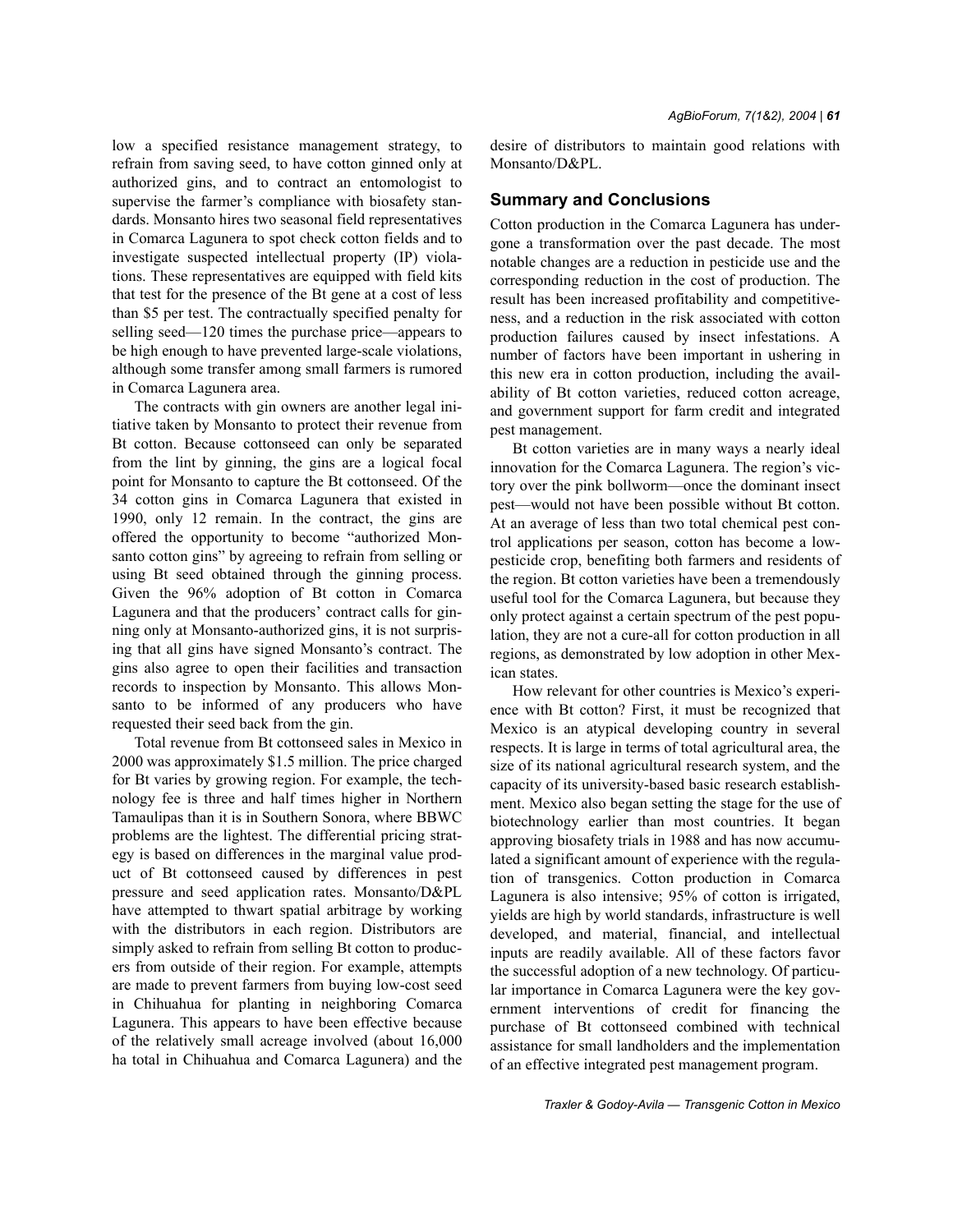low a specified resistance management strategy, to refrain from saving seed, to have cotton ginned only at authorized gins, and to contract an entomologist to supervise the farmer's compliance with biosafety standards. Monsanto hires two seasonal field representatives in Comarca Lagunera to spot check cotton fields and to investigate suspected intellectual property (IP) violations. These representatives are equipped with field kits that test for the presence of the Bt gene at a cost of less than $5 per test. The contractually specified penalty for selling seed—120 times the purchase price—appears to be high enough to have prevented large-scale violations, although some transfer among small farmers is rumored in Comarca Lagunera area.

The contracts with gin owners are another legal initiative taken by Monsanto to protect their revenue from Bt cotton. Because cottonseed can only be separated from the lint by ginning, the gins are a logical focal point for Monsanto to capture the Bt cottonseed. Of the 34 cotton gins in Comarca Lagunera that existed in 1990, only 12 remain. In the contract, the gins are offered the opportunity to become "authorized Monsanto cotton gins" by agreeing to refrain from selling or using Bt seed obtained through the ginning process. Given the 96% adoption of Bt cotton in Comarca Lagunera and that the producers' contract calls for ginning only at Monsanto-authorized gins, it is not surprising that all gins have signed Monsanto's contract. The gins also agree to open their facilities and transaction records to inspection by Monsanto. This allows Monsanto to be informed of any producers who have requested their seed back from the gin.

Total revenue from Bt cottonseed sales in Mexico in 2000 was approximately $1.5 million. The price charged for Bt varies by growing region. For example, the technology fee is three and half times higher in Northern Tamaulipas than it is in Southern Sonora, where BBWC problems are the lightest. The differential pricing strategy is based on differences in the marginal value product of Bt cottonseed caused by differences in pest pressure and seed application rates. Monsanto/D&PL have attempted to thwart spatial arbitrage by working with the distributors in each region. Distributors are simply asked to refrain from selling Bt cotton to producers from outside of their region. For example, attempts are made to prevent farmers from buying low-cost seed in Chihuahua for planting in neighboring Comarca Lagunera. This appears to have been effective because of the relatively small acreage involved (about 16,000 ha total in Chihuahua and Comarca Lagunera) and the desire of distributors to maintain good relations with Monsanto/D&PL.

## Summary and Conclusions

Cotton production in the Comarca Lagunera has undergone a transformation over the past decade. The most notable changes are a reduction in pesticide use and the corresponding reduction in the cost of production. The result has been increased profitability and competitiveness, and a reduction in the risk associated with cotton production failures caused by insect infestations. A number of factors have been important in ushering in this new era in cotton production, including the availability of Bt cotton varieties, reduced cotton acreage, and government support for farm credit and integrated pest management.

Bt cotton varieties are in many ways a nearly ideal innovation for the Comarca Lagunera. The region's victory over the pink bollworm—once the dominant insect pest—would not have been possible without Bt cotton. At an average of less than two total chemical pest control applications per season, cotton has become a low-pesticide crop, benefiting both farmers and residents of the region. Bt cotton varieties have been a tremendously useful tool for the Comarca Lagunera, but because they only protect against a certain spectrum of the pest population, they are not a cure-all for cotton production in all regions, as demonstrated by low adoption in other Mexican states.

How relevant for other countries is Mexico's experience with Bt cotton? First, it must be recognized that Mexico is an atypical developing country in several respects. It is large in terms of total agricultural area, the size of its national agricultural research system, and the capacity of its university-based basic research establishment. Mexico also began setting the stage for the use of biotechnology earlier than most countries. It began approving biosafety trials in 1988 and has now accumulated a significant amount of experience with the regulation of transgenics. Cotton production in Comarca Lagunera is also intensive; 95% of cotton is irrigated, yields are high by world standards, infrastructure is well developed, and material, financial, and intellectual inputs are readily available. All of these factors favor the successful adoption of a new technology. Of particular importance in Comarca Lagunera were the key government interventions of credit for financing the purchase of Bt cottonseed combined with technical assistance for small landholders and the implementation of an effective integrated pest management program.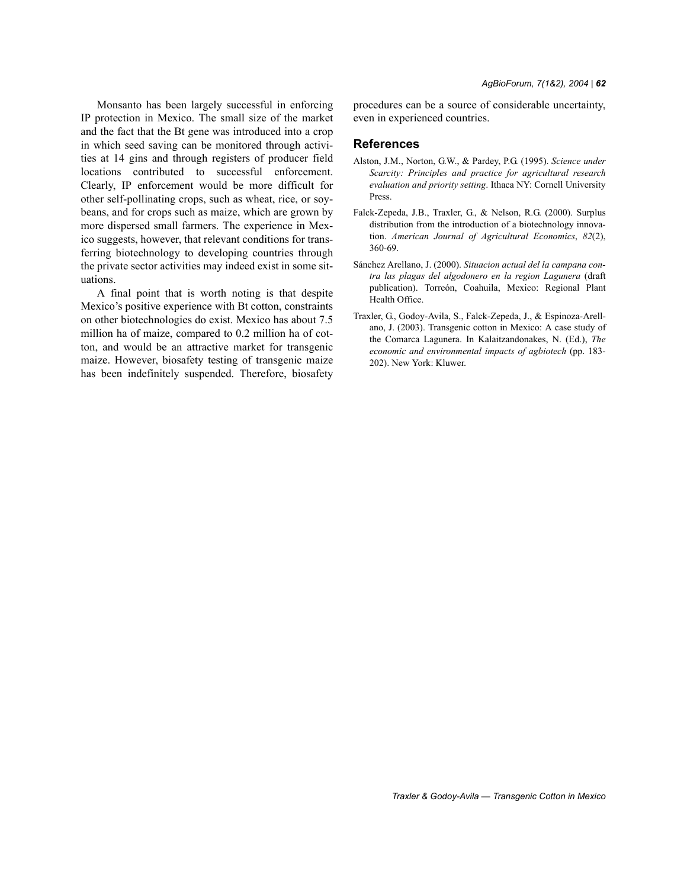Monsanto has been largely successful in enforcing IP protection in Mexico. The small size of the market and the fact that the Bt gene was introduced into a crop in which seed saving can be monitored through activities at 14 gins and through registers of producer field locations contributed to successful enforcement. Clearly, IP enforcement would be more difficult for other self-pollinating crops, such as wheat, rice, or soybeans, and for crops such as maize, which are grown by more dispersed small farmers. The experience in Mexico suggests, however, that relevant conditions for transferring biotechnology to developing countries through the private sector activities may indeed exist in some situations.

A final point that is worth noting is that despite Mexico's positive experience with Bt cotton, constraints on other biotechnologies do exist. Mexico has about 7.5 million ha of maize, compared to 0.2 million ha of cotton, and would be an attractive market for transgenic maize. However, biosafety testing of transgenic maize has been indefinitely suspended. Therefore, biosafety procedures can be a source of considerable uncertainty, even in experienced countries.

## References

Alston, J.M., Norton, G.W., & Pardey, P.G. (1995). *Science under Scarcity: Principles and practice for agricultural research evaluation and priority setting*. Ithaca NY: Cornell University Press.

Falck-Zepeda, J.B., Traxler, G., & Nelson, R.G. (2000). Surplus distribution from the introduction of a biotechnology innovation. *American Journal of Agricultural Economics*, *82*(2), 360-69.

Sánchez Arellano, J. (2000). *Situacion actual del la campana contra las plagas del algodonero en la region Lagunera* (draft publication). Torreón, Coahuila, Mexico: Regional Plant Health Office.

Traxler, G., Godoy-Avila, S., Falck-Zepeda, J., & Espinoza-Arellano, J. (2003). Transgenic cotton in Mexico: A case study of the Comarca Lagunera. In Kalaitzandonakes, N. (Ed.), *The economic and environmental impacts of agbiotech* (pp. 183-202). New York: Kluwer.